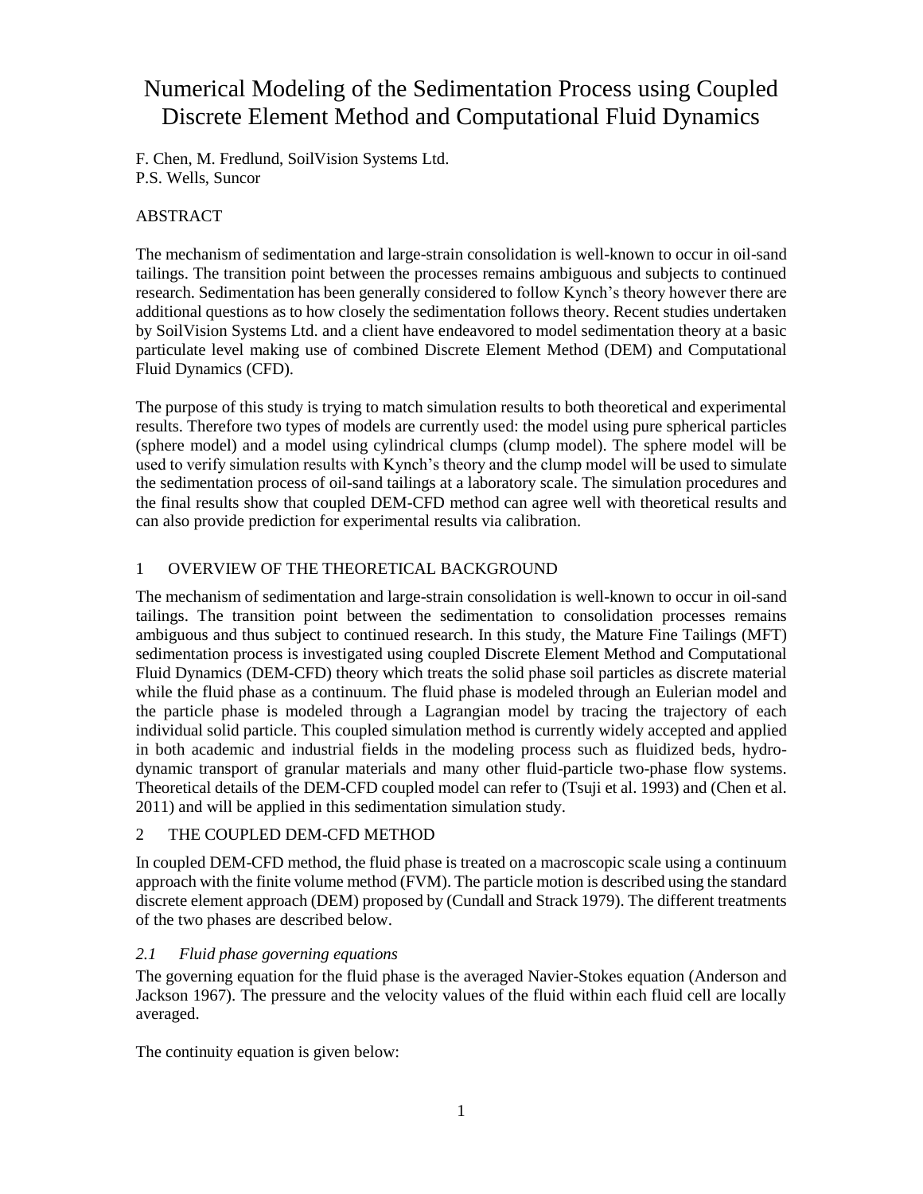# Numerical Modeling of the Sedimentation Process using Coupled Discrete Element Method and Computational Fluid Dynamics

F. Chen, M. Fredlund, SoilVision Systems Ltd.
P.S. Wells, Suncor

## ABSTRACT

The mechanism of sedimentation and large-strain consolidation is well-known to occur in oil-sand tailings. The transition point between the processes remains ambiguous and subjects to continued research. Sedimentation has been generally considered to follow Kynch's theory however there are additional questions as to how closely the sedimentation follows theory. Recent studies undertaken by SoilVision Systems Ltd. and a client have endeavored to model sedimentation theory at a basic particulate level making use of combined Discrete Element Method (DEM) and Computational Fluid Dynamics (CFD).

The purpose of this study is trying to match simulation results to both theoretical and experimental results. Therefore two types of models are currently used: the model using pure spherical particles (sphere model) and a model using cylindrical clumps (clump model). The sphere model will be used to verify simulation results with Kynch's theory and the clump model will be used to simulate the sedimentation process of oil-sand tailings at a laboratory scale. The simulation procedures and the final results show that coupled DEM-CFD method can agree well with theoretical results and can also provide prediction for experimental results via calibration.

## 1 OVERVIEW OF THE THEORETICAL BACKGROUND

The mechanism of sedimentation and large-strain consolidation is well-known to occur in oil-sand tailings. The transition point between the sedimentation to consolidation processes remains ambiguous and thus subject to continued research. In this study, the Mature Fine Tailings (MFT) sedimentation process is investigated using coupled Discrete Element Method and Computational Fluid Dynamics (DEM-CFD) theory which treats the solid phase soil particles as discrete material while the fluid phase as a continuum. The fluid phase is modeled through an Eulerian model and the particle phase is modeled through a Lagrangian model by tracing the trajectory of each individual solid particle. This coupled simulation method is currently widely accepted and applied in both academic and industrial fields in the modeling process such as fluidized beds, hydro-dynamic transport of granular materials and many other fluid-particle two-phase flow systems. Theoretical details of the DEM-CFD coupled model can refer to (Tsuji et al. 1993) and (Chen et al. 2011) and will be applied in this sedimentation simulation study.

## 2 THE COUPLED DEM-CFD METHOD

In coupled DEM-CFD method, the fluid phase is treated on a macroscopic scale using a continuum approach with the finite volume method (FVM). The particle motion is described using the standard discrete element approach (DEM) proposed by (Cundall and Strack 1979). The different treatments of the two phases are described below.

### *2.1 Fluid phase governing equations*

The governing equation for the fluid phase is the averaged Navier-Stokes equation (Anderson and Jackson 1967). The pressure and the velocity values of the fluid within each fluid cell are locally averaged.

The continuity equation is given below: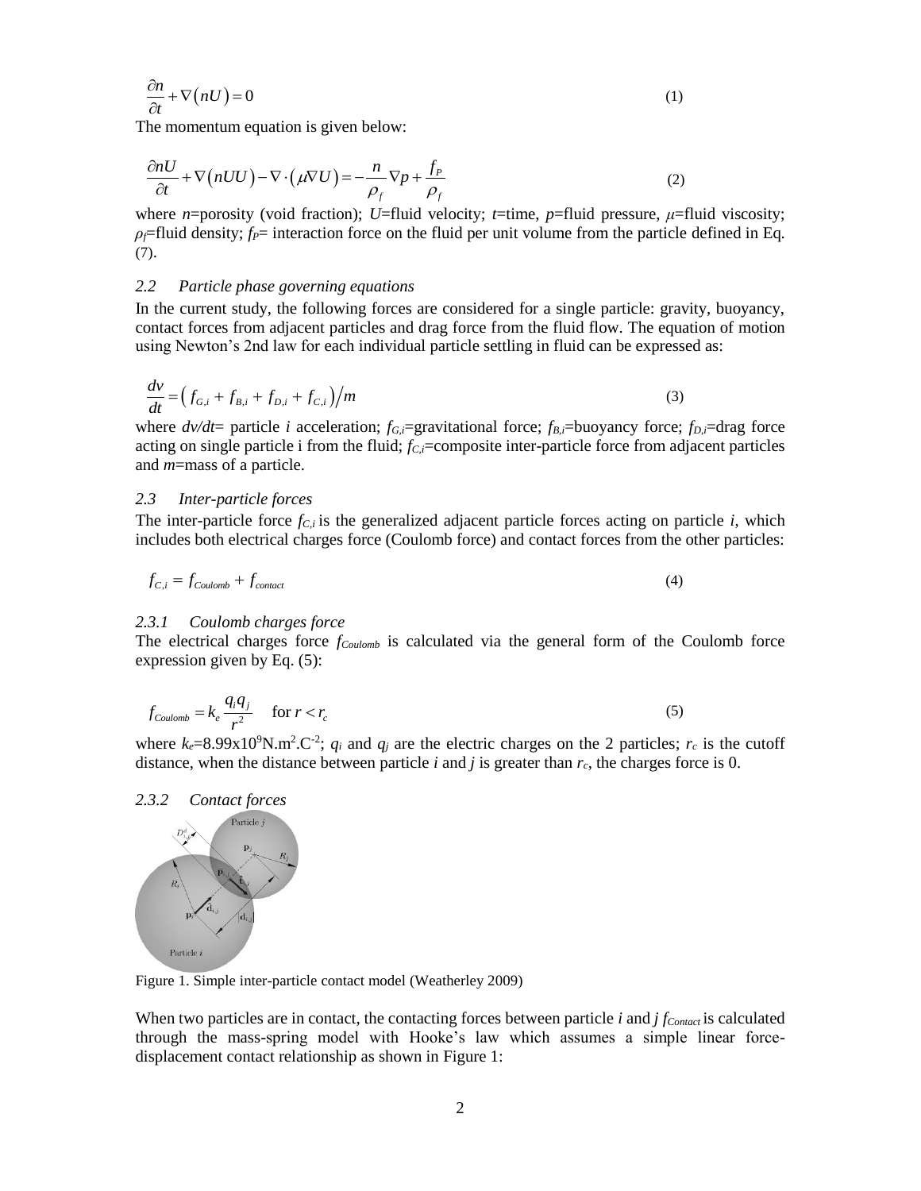$$\frac{\partial n}{\partial t} + \nabla(nU) = 0 \quad (1)$$

The momentum equation is given below:

$$\frac{\partial nU}{\partial t} + \nabla(nUU) - \nabla \cdot (\mu \nabla U) = -\frac{n}{\rho_f}\nabla p + \frac{f_P}{\rho_f} \quad (2)$$

where $n$=porosity (void fraction); $U$=fluid velocity; $t$=time, $p$=fluid pressure, $\mu$=fluid viscosity; $\rho_f$=fluid density; $f_P$= interaction force on the fluid per unit volume from the particle defined in Eq. (7).

### 2.2 Particle phase governing equations

In the current study, the following forces are considered for a single particle: gravity, buoyancy, contact forces from adjacent particles and drag force from the fluid flow. The equation of motion using Newton's 2nd law for each individual particle settling in fluid can be expressed as:

$$\frac{dv}{dt} = \left(f_{G,i} + f_{B,i} + f_{D,i} + f_{C,i}\right)/m \quad (3)$$

where $dv/dt$= particle $i$ acceleration; $f_{G,i}$=gravitational force; $f_{B,i}$=buoyancy force; $f_{D,i}$=drag force acting on single particle i from the fluid; $f_{C,i}$=composite inter-particle force from adjacent particles and $m$=mass of a particle.

### 2.3 Inter-particle forces

The inter-particle force $f_{C,i}$ is the generalized adjacent particle forces acting on particle $i$, which includes both electrical charges force (Coulomb force) and contact forces from the other particles:

$$f_{C,i} = f_{Coulomb} + f_{contact} \quad (4)$$

#### 2.3.1 Coulomb charges force

The electrical charges force $f_{Coulomb}$ is calculated via the general form of the Coulomb force expression given by Eq. (5):

$$f_{Coulomb} = k_e \frac{q_i q_j}{r^2} \quad \text{for } r < r_c \quad (5)$$

where $k_e$=8.99x10$^9$N.m$^2$.C$^{-2}$; $q_i$ and $q_j$ are the electric charges on the 2 particles; $r_c$ is the cutoff distance, when the distance between particle $i$ and $j$ is greater than $r_c$, the charges force is 0.

#### 2.3.2 Contact forces

Figure 1. Simple inter-particle contact model (Weatherley 2009)

When two particles are in contact, the contacting forces between particle $i$ and $j$ $f_{Contact}$ is calculated through the mass-spring model with Hooke's law which assumes a simple linear force-displacement contact relationship as shown in Figure 1: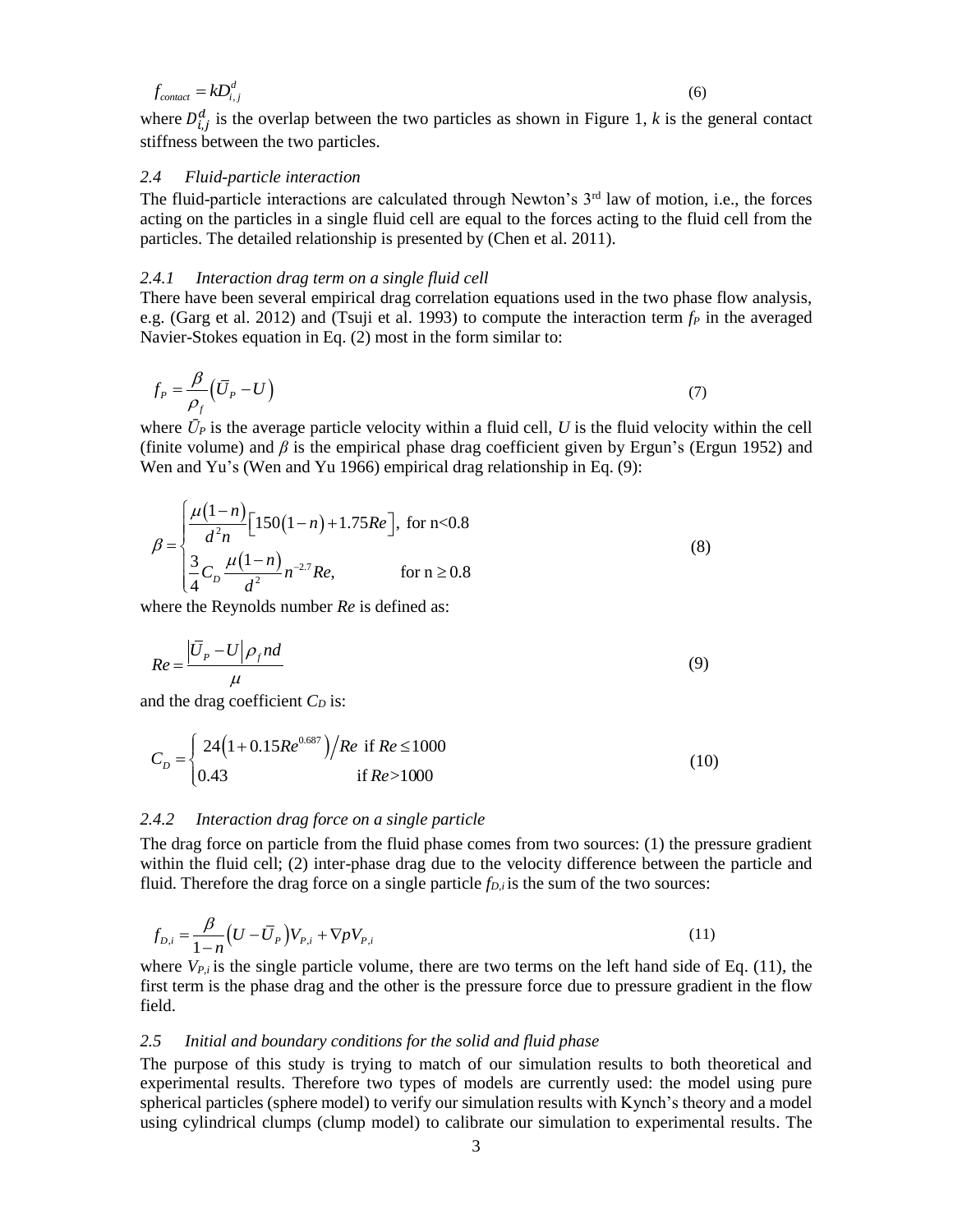$$f_{contact} = kD_{i,j}^{d} \tag{6}$$

where $D_{i,j}^{d}$ is the overlap between the two particles as shown in Figure 1, *k* is the general contact stiffness between the two particles.

### 2.4 Fluid-particle interaction

The fluid-particle interactions are calculated through Newton's 3rd law of motion, i.e., the forces acting on the particles in a single fluid cell are equal to the forces acting to the fluid cell from the particles. The detailed relationship is presented by (Chen et al. 2011).

#### 2.4.1 Interaction drag term on a single fluid cell

There have been several empirical drag correlation equations used in the two phase flow analysis, e.g. (Garg et al. 2012) and (Tsuji et al. 1993) to compute the interaction term $f_P$ in the averaged Navier-Stokes equation in Eq. (2) most in the form similar to:

$$f_P = \frac{\beta}{\rho_f}\left(\bar{U}_P - U\right) \tag{7}$$

where $\bar{U}_P$ is the average particle velocity within a fluid cell, $U$ is the fluid velocity within the cell (finite volume) and $\beta$ is the empirical phase drag coefficient given by Ergun's (Ergun 1952) and Wen and Yu's (Wen and Yu 1966) empirical drag relationship in Eq. (9):

$$\beta = \begin{cases} \dfrac{\mu(1-n)}{d^2 n}\left[150(1-n) + 1.75Re\right], & \text{for n<0.8} \\[2ex] \dfrac{3}{4}C_D \dfrac{\mu(1-n)}{d^2} n^{-2.7} Re, & \text{for n} \geq 0.8 \end{cases} \tag{8}$$

where the Reynolds number *Re* is defined as:

$$Re = \frac{\left|\bar{U}_P - U\right| \rho_f n d}{\mu} \tag{9}$$

and the drag coefficient $C_D$ is:

$$C_D = \begin{cases} 24\left(1 + 0.15Re^{0.687}\right)/Re & \text{if } Re \leq 1000 \\ 0.43 & \text{if } Re > 1000 \end{cases} \tag{10}$$

#### 2.4.2 Interaction drag force on a single particle

The drag force on particle from the fluid phase comes from two sources: (1) the pressure gradient within the fluid cell; (2) inter-phase drag due to the velocity difference between the particle and fluid. Therefore the drag force on a single particle $f_{D,i}$ is the sum of the two sources:

$$f_{D,i} = \frac{\beta}{1-n}\left(U - \bar{U}_P\right)V_{P,i} + \nabla p V_{P,i} \tag{11}$$

where $V_{P,i}$ is the single particle volume, there are two terms on the left hand side of Eq. (11), the first term is the phase drag and the other is the pressure force due to pressure gradient in the flow field.

### 2.5 Initial and boundary conditions for the solid and fluid phase

The purpose of this study is trying to match of our simulation results to both theoretical and experimental results. Therefore two types of models are currently used: the model using pure spherical particles (sphere model) to verify our simulation results with Kynch's theory and a model using cylindrical clumps (clump model) to calibrate our simulation to experimental results. The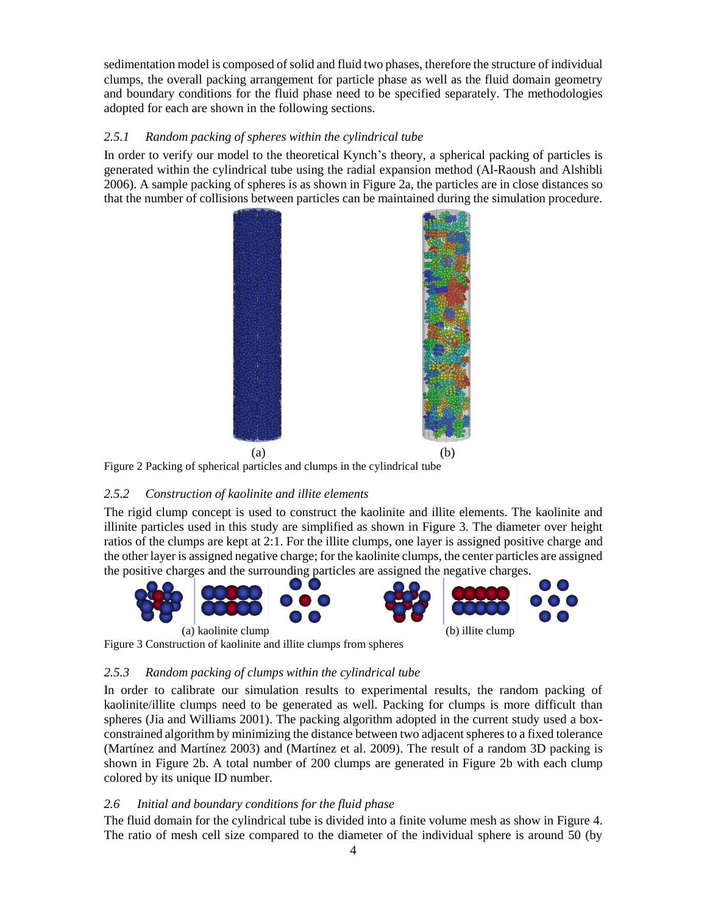sedimentation model is composed of solid and fluid two phases, therefore the structure of individual clumps, the overall packing arrangement for particle phase as well as the fluid domain geometry and boundary conditions for the fluid phase need to be specified separately. The methodologies adopted for each are shown in the following sections.

### *2.5.1 Random packing of spheres within the cylindrical tube*

In order to verify our model to the theoretical Kynch's theory, a spherical packing of particles is generated within the cylindrical tube using the radial expansion method (Al-Raoush and Alshibli 2006). A sample packing of spheres is as shown in Figure 2a, the particles are in close distances so that the number of collisions between particles can be maintained during the simulation procedure.

(a) (b)

Figure 2 Packing of spherical particles and clumps in the cylindrical tube

### *2.5.2 Construction of kaolinite and illite elements*

The rigid clump concept is used to construct the kaolinite and illite elements. The kaolinite and illinite particles used in this study are simplified as shown in Figure 3. The diameter over height ratios of the clumps are kept at 2:1. For the illite clumps, one layer is assigned positive charge and the other layer is assigned negative charge; for the kaolinite clumps, the center particles are assigned the positive charges and the surrounding particles are assigned the negative charges.

(a) kaolinite clump (b) illite clump

Figure 3 Construction of kaolinite and illite clumps from spheres

### *2.5.3 Random packing of clumps within the cylindrical tube*

In order to calibrate our simulation results to experimental results, the random packing of kaolinite/illite clumps need to be generated as well. Packing for clumps is more difficult than spheres (Jia and Williams 2001). The packing algorithm adopted in the current study used a box-constrained algorithm by minimizing the distance between two adjacent spheres to a fixed tolerance (Martínez and Martínez 2003) and (Martínez et al. 2009). The result of a random 3D packing is shown in Figure 2b. A total number of 200 clumps are generated in Figure 2b with each clump colored by its unique ID number.

## *2.6 Initial and boundary conditions for the fluid phase*

The fluid domain for the cylindrical tube is divided into a finite volume mesh as show in Figure 4. The ratio of mesh cell size compared to the diameter of the individual sphere is around 50 (by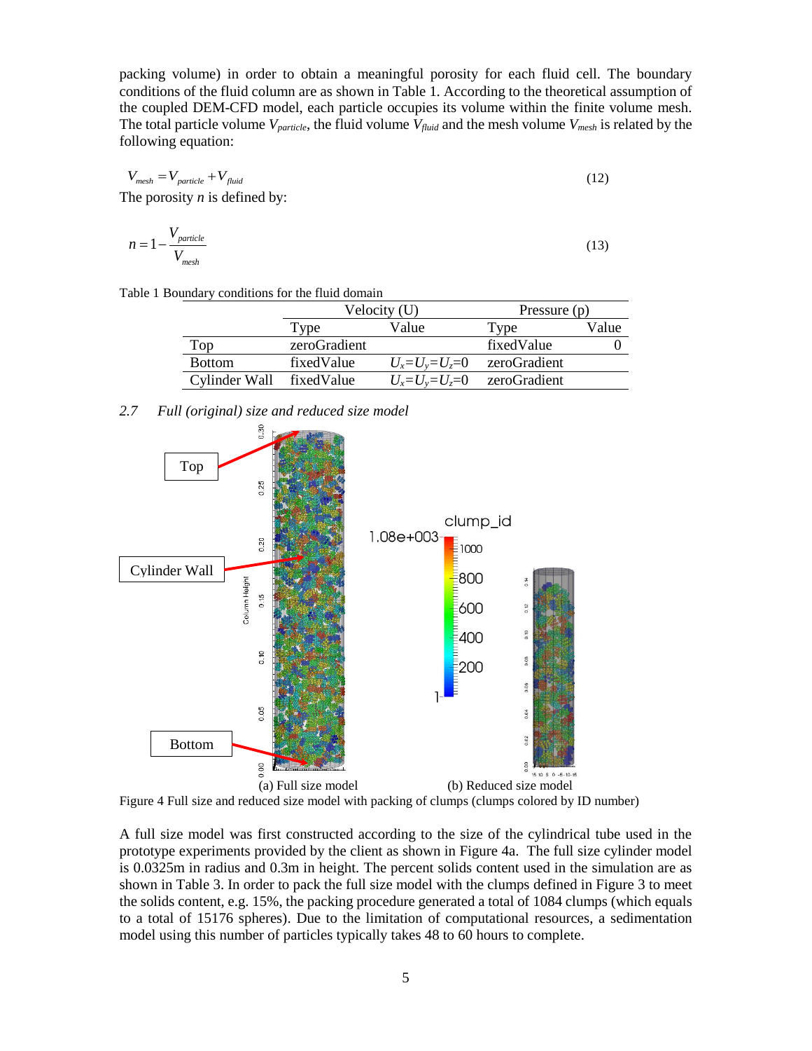packing volume) in order to obtain a meaningful porosity for each fluid cell. The boundary conditions of the fluid column are as shown in Table 1. According to the theoretical assumption of the coupled DEM-CFD model, each particle occupies its volume within the finite volume mesh. The total particle volume $V_{particle}$, the fluid volume $V_{fluid}$ and the mesh volume $V_{mesh}$ is related by the following equation:

$$V_{mesh} = V_{particle} + V_{fluid} \tag{12}$$

The porosity $n$ is defined by:

$$n = 1 - \frac{V_{particle}}{V_{mesh}} \tag{13}$$

Table 1 Boundary conditions for the fluid domain

| | Velocity (U) | | Pressure (p) | |
|---|---|---|---|---|
| | Type | Value | Type | Value |
| Top | zeroGradient | | fixedValue | 0 |
| Bottom | fixedValue | $U_x=U_y=U_z=0$ | zeroGradient | |
| Cylinder Wall | fixedValue | $U_x=U_y=U_z=0$ | zeroGradient | |

### 2.7 *Full (original) size and reduced size model*

(a) Full size model (b) Reduced size model

Figure 4 Full size and reduced size model with packing of clumps (clumps colored by ID number)

A full size model was first constructed according to the size of the cylindrical tube used in the prototype experiments provided by the client as shown in Figure 4a. The full size cylinder model is 0.0325m in radius and 0.3m in height. The percent solids content used in the simulation are as shown in Table 3. In order to pack the full size model with the clumps defined in Figure 3 to meet the solids content, e.g. 15%, the packing procedure generated a total of 1084 clumps (which equals to a total of 15176 spheres). Due to the limitation of computational resources, a sedimentation model using this number of particles typically takes 48 to 60 hours to complete.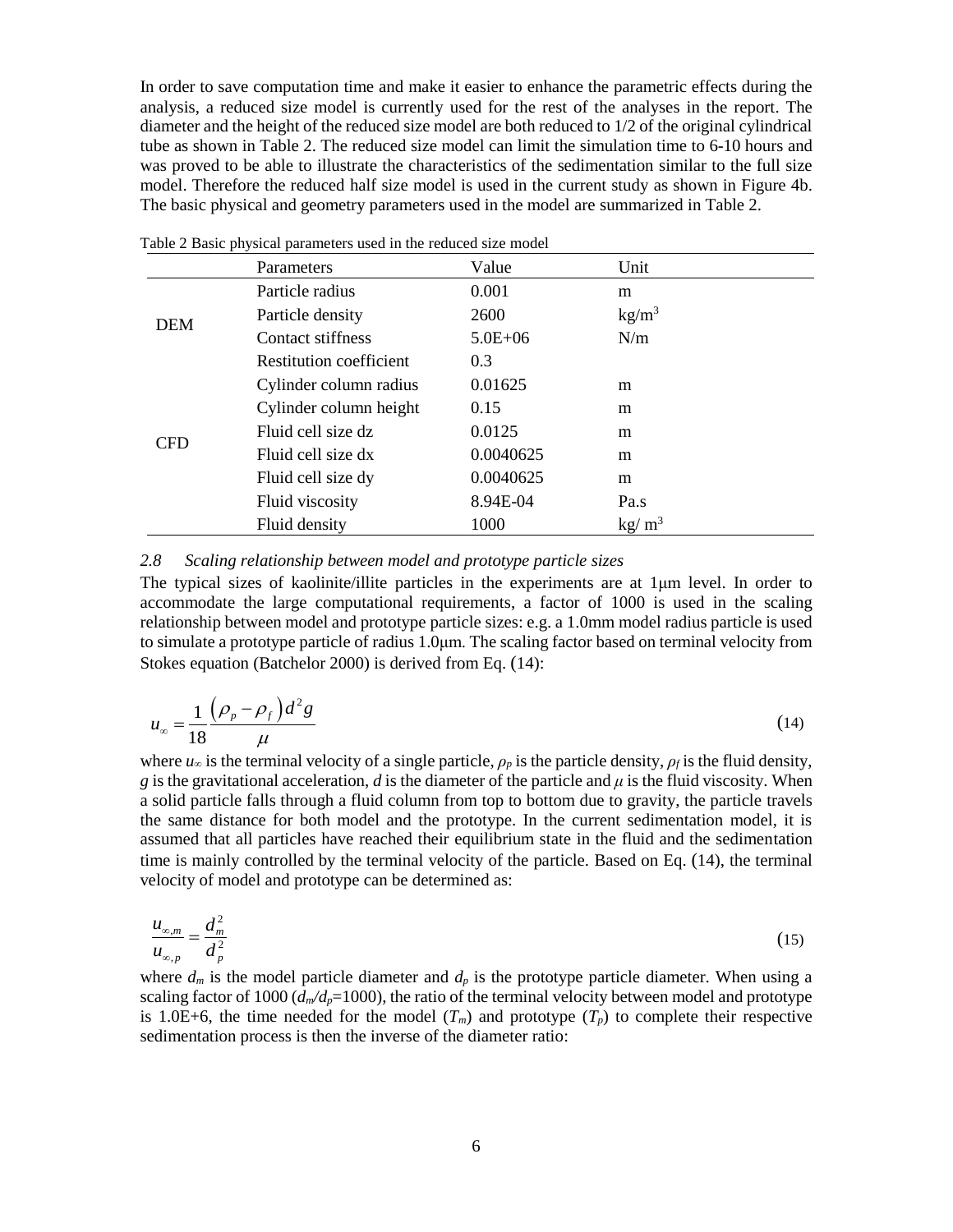In order to save computation time and make it easier to enhance the parametric effects during the analysis, a reduced size model is currently used for the rest of the analyses in the report. The diameter and the height of the reduced size model are both reduced to 1/2 of the original cylindrical tube as shown in Table 2. The reduced size model can limit the simulation time to 6-10 hours and was proved to be able to illustrate the characteristics of the sedimentation similar to the full size model. Therefore the reduced half size model is used in the current study as shown in Figure 4b. The basic physical and geometry parameters used in the model are summarized in Table 2.

Table 2 Basic physical parameters used in the reduced size model

| | Parameters | Value | Unit |
|---|---|---|---|
| DEM | Particle radius | 0.001 | m |
| | Particle density | 2600 | $kg/m^3$ |
| | Contact stiffness | 5.0E+06 | N/m |
| | Restitution coefficient | 0.3 | |
| CFD | Cylinder column radius | 0.01625 | m |
| | Cylinder column height | 0.15 | m |
| | Fluid cell size dz | 0.0125 | m |
| | Fluid cell size dx | 0.0040625 | m |
| | Fluid cell size dy | 0.0040625 | m |
| | Fluid viscosity | 8.94E-04 | Pa.s |
| | Fluid density | 1000 | $kg/ m^3$ |

### *2.8 Scaling relationship between model and prototype particle sizes*

The typical sizes of kaolinite/illite particles in the experiments are at 1μm level. In order to accommodate the large computational requirements, a factor of 1000 is used in the scaling relationship between model and prototype particle sizes: e.g. a 1.0mm model radius particle is used to simulate a prototype particle of radius 1.0μm. The scaling factor based on terminal velocity from Stokes equation (Batchelor 2000) is derived from Eq. (14):

$$u_{\infty} = \frac{1}{18}\frac{\left(\rho_p - \rho_f\right)d^2 g}{\mu} \tag{14}$$

where $u_{\infty}$ is the terminal velocity of a single particle, $\rho_p$ is the particle density, $\rho_f$ is the fluid density, $g$ is the gravitational acceleration, $d$ is the diameter of the particle and $\mu$ is the fluid viscosity. When a solid particle falls through a fluid column from top to bottom due to gravity, the particle travels the same distance for both model and the prototype. In the current sedimentation model, it is assumed that all particles have reached their equilibrium state in the fluid and the sedimentation time is mainly controlled by the terminal velocity of the particle. Based on Eq. (14), the terminal velocity of model and prototype can be determined as:

$$\frac{u_{\infty,m}}{u_{\infty,p}} = \frac{d_m^2}{d_p^2} \tag{15}$$

where $d_m$ is the model particle diameter and $d_p$ is the prototype particle diameter. When using a scaling factor of 1000 ($d_m/d_p$=1000), the ratio of the terminal velocity between model and prototype is 1.0E+6, the time needed for the model ($T_m$) and prototype ($T_p$) to complete their respective sedimentation process is then the inverse of the diameter ratio: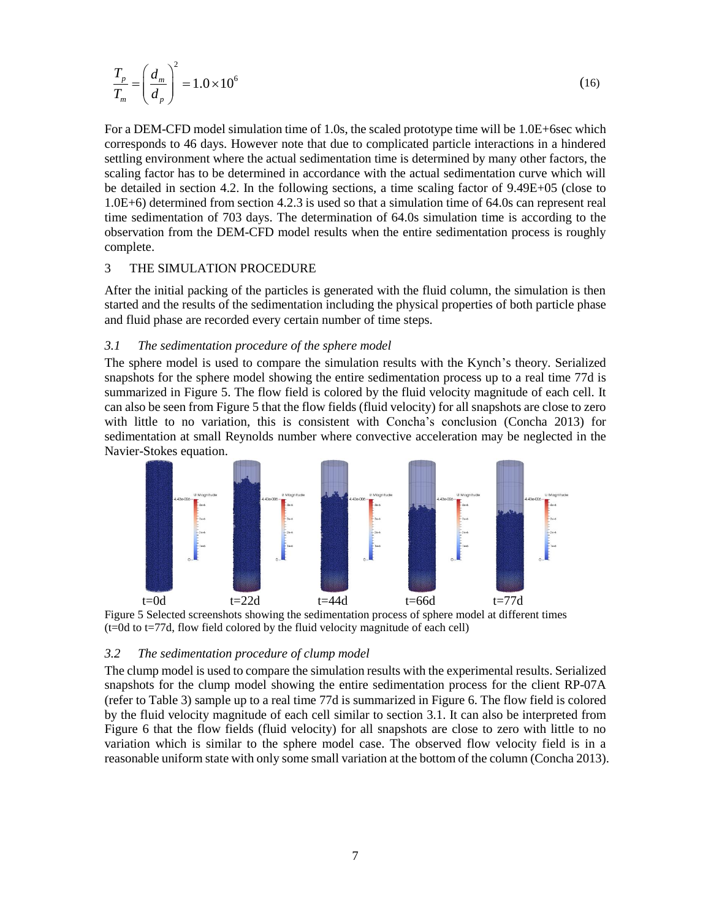$$\frac{T_p}{T_m} = \left(\frac{d_m}{d_p}\right)^2 = 1.0 \times 10^6 \tag{16}$$

For a DEM-CFD model simulation time of 1.0s, the scaled prototype time will be 1.0E+6sec which corresponds to 46 days. However note that due to complicated particle interactions in a hindered settling environment where the actual sedimentation time is determined by many other factors, the scaling factor has to be determined in accordance with the actual sedimentation curve which will be detailed in section 4.2. In the following sections, a time scaling factor of 9.49E+05 (close to 1.0E+6) determined from section 4.2.3 is used so that a simulation time of 64.0s can represent real time sedimentation of 703 days. The determination of 64.0s simulation time is according to the observation from the DEM-CFD model results when the entire sedimentation process is roughly complete.

## 3 THE SIMULATION PROCEDURE

After the initial packing of the particles is generated with the fluid column, the simulation is then started and the results of the sedimentation including the physical properties of both particle phase and fluid phase are recorded every certain number of time steps.

### *3.1 The sedimentation procedure of the sphere model*

The sphere model is used to compare the simulation results with the Kynch's theory. Serialized snapshots for the sphere model showing the entire sedimentation process up to a real time 77d is summarized in Figure 5. The flow field is colored by the fluid velocity magnitude of each cell. It can also be seen from Figure 5 that the flow fields (fluid velocity) for all snapshots are close to zero with little to no variation, this is consistent with Concha's conclusion (Concha 2013) for sedimentation at small Reynolds number where convective acceleration may be neglected in the Navier-Stokes equation.

t=0d t=22d t=44d t=66d t=77d

Figure 5 Selected screenshots showing the sedimentation process of sphere model at different times (t=0d to t=77d, flow field colored by the fluid velocity magnitude of each cell)

### *3.2 The sedimentation procedure of clump model*

The clump model is used to compare the simulation results with the experimental results. Serialized snapshots for the clump model showing the entire sedimentation process for the client RP-07A (refer to Table 3) sample up to a real time 77d is summarized in Figure 6. The flow field is colored by the fluid velocity magnitude of each cell similar to section 3.1. It can also be interpreted from Figure 6 that the flow fields (fluid velocity) for all snapshots are close to zero with little to no variation which is similar to the sphere model case. The observed flow velocity field is in a reasonable uniform state with only some small variation at the bottom of the column (Concha 2013).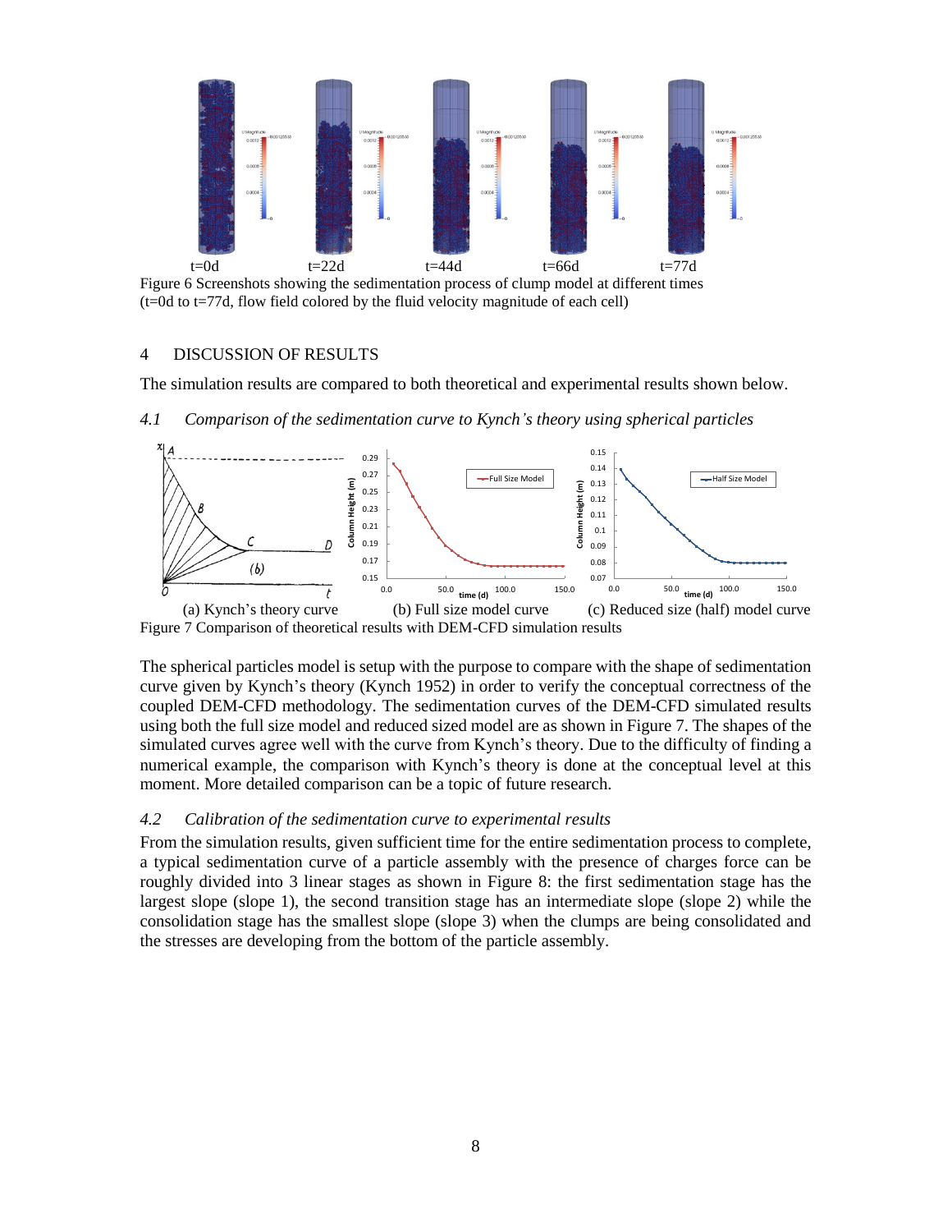t=0d t=22d t=44d t=66d t=77d

Figure 6 Screenshots showing the sedimentation process of clump model at different times (t=0d to t=77d, flow field colored by the fluid velocity magnitude of each cell)

## 4 DISCUSSION OF RESULTS

The simulation results are compared to both theoretical and experimental results shown below.

### *4.1 Comparison of the sedimentation curve to Kynch's theory using spherical particles*

(a) Kynch's theory curve (b) Full size model curve (c) Reduced size (half) model curve

Figure 7 Comparison of theoretical results with DEM-CFD simulation results

The spherical particles model is setup with the purpose to compare with the shape of sedimentation curve given by Kynch's theory (Kynch 1952) in order to verify the conceptual correctness of the coupled DEM-CFD methodology. The sedimentation curves of the DEM-CFD simulated results using both the full size model and reduced sized model are as shown in Figure 7. The shapes of the simulated curves agree well with the curve from Kynch's theory. Due to the difficulty of finding a numerical example, the comparison with Kynch's theory is done at the conceptual level at this moment. More detailed comparison can be a topic of future research.

### *4.2 Calibration of the sedimentation curve to experimental results*

From the simulation results, given sufficient time for the entire sedimentation process to complete, a typical sedimentation curve of a particle assembly with the presence of charges force can be roughly divided into 3 linear stages as shown in Figure 8: the first sedimentation stage has the largest slope (slope 1), the second transition stage has an intermediate slope (slope 2) while the consolidation stage has the smallest slope (slope 3) when the clumps are being consolidated and the stresses are developing from the bottom of the particle assembly.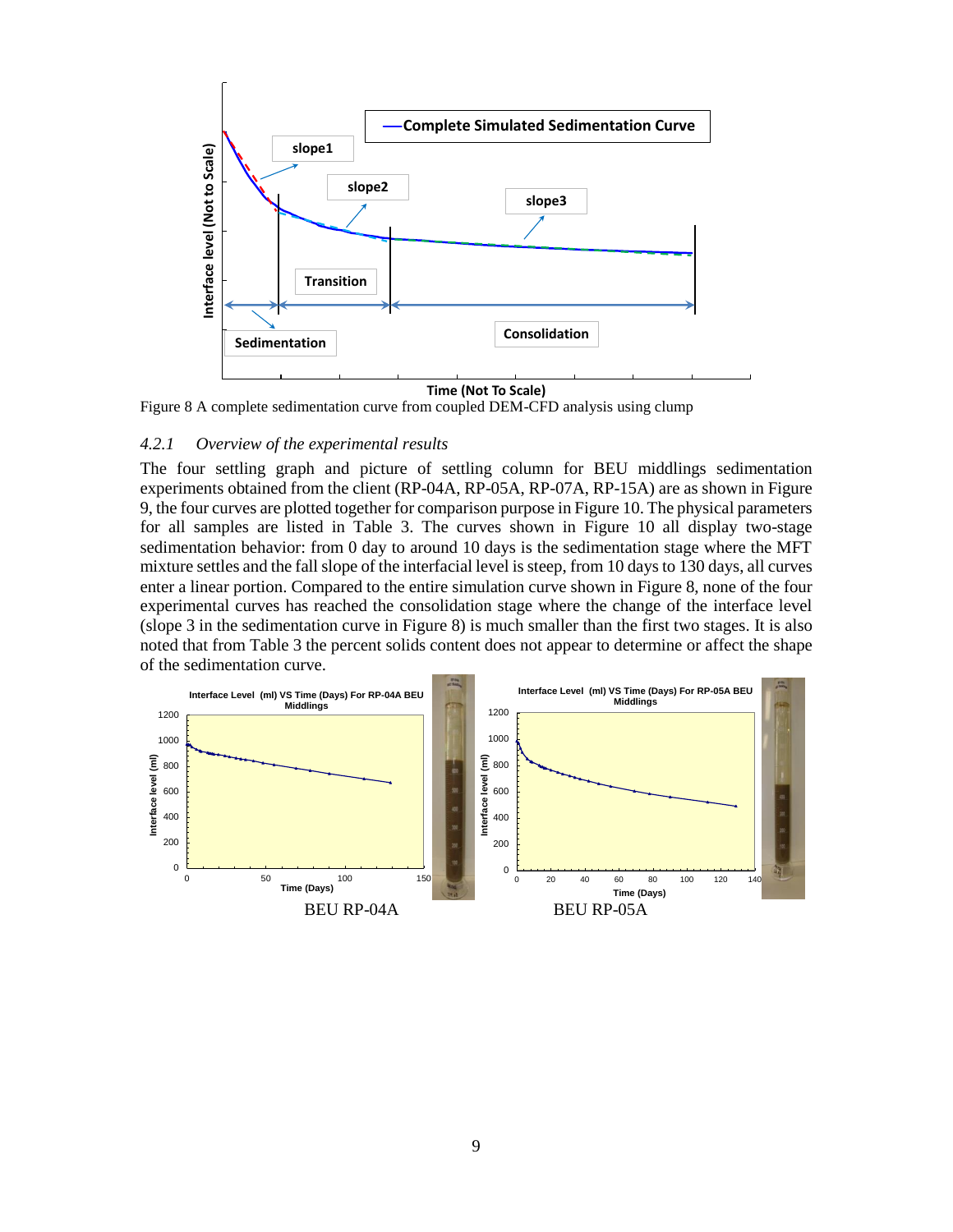Figure 8 A complete sedimentation curve from coupled DEM-CFD analysis using clump

### *4.2.1 Overview of the experimental results*

The four settling graph and picture of settling column for BEU middlings sedimentation experiments obtained from the client (RP-04A, RP-05A, RP-07A, RP-15A) are as shown in Figure 9, the four curves are plotted together for comparison purpose in Figure 10. The physical parameters for all samples are listed in Table 3. The curves shown in Figure 10 all display two-stage sedimentation behavior: from 0 day to around 10 days is the sedimentation stage where the MFT mixture settles and the fall slope of the interfacial level is steep, from 10 days to 130 days, all curves enter a linear portion. Compared to the entire simulation curve shown in Figure 8, none of the four experimental curves has reached the consolidation stage where the change of the interface level (slope 3 in the sedimentation curve in Figure 8) is much smaller than the first two stages. It is also noted that from Table 3 the percent solids content does not appear to determine or affect the shape of the sedimentation curve.

BEU RP-04A

BEU RP-05A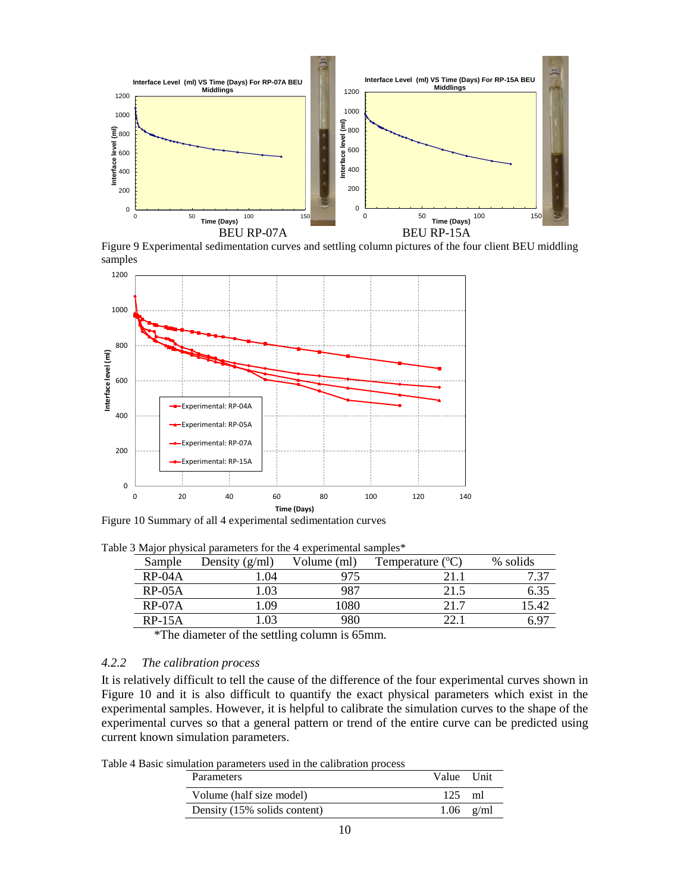BEU RP-07A BEU RP-15A

Figure 9 Experimental sedimentation curves and settling column pictures of the four client BEU middling samples

Figure 10 Summary of all 4 experimental sedimentation curves

Table 3 Major physical parameters for the 4 experimental samples*

| Sample | Density (g/ml) | Volume (ml) | Temperature (°C) | % solids |
|---|---|---|---|---|
| RP-04A | 1.04 | 975 | 21.1 | 7.37 |
| RP-05A | 1.03 | 987 | 21.5 | 6.35 |
| RP-07A | 1.09 | 1080 | 21.7 | 15.42 |
| RP-15A | 1.03 | 980 | 22.1 | 6.97 |

*The diameter of the settling column is 65mm.

### 4.2.2 *The calibration process*

It is relatively difficult to tell the cause of the difference of the four experimental curves shown in Figure 10 and it is also difficult to quantify the exact physical parameters which exist in the experimental samples. However, it is helpful to calibrate the simulation curves to the shape of the experimental curves so that a general pattern or trend of the entire curve can be predicted using current known simulation parameters.

Table 4 Basic simulation parameters used in the calibration process

| Parameters | Value | Unit |
|---|---|---|
| Volume (half size model) | 125 | ml |
| Density (15% solids content) | 1.06 | g/ml |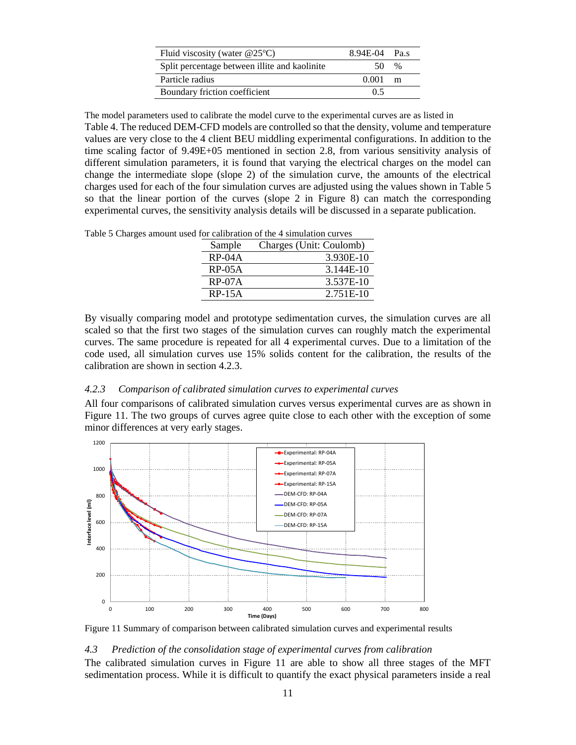| Fluid viscosity (water @25°C) | 8.94E-04 | Pa.s |
|---|---|---|
| Split percentage between illite and kaolinite | 50 | % |
| Particle radius | 0.001 | m |
| Boundary friction coefficient | 0.5 | |

The model parameters used to calibrate the model curve to the experimental curves are as listed in Table 4. The reduced DEM-CFD models are controlled so that the density, volume and temperature values are very close to the 4 client BEU middling experimental configurations. In addition to the time scaling factor of 9.49E+05 mentioned in section 2.8, from various sensitivity analysis of different simulation parameters, it is found that varying the electrical charges on the model can change the intermediate slope (slope 2) of the simulation curve, the amounts of the electrical charges used for each of the four simulation curves are adjusted using the values shown in Table 5 so that the linear portion of the curves (slope 2 in Figure 8) can match the corresponding experimental curves, the sensitivity analysis details will be discussed in a separate publication.

Table 5 Charges amount used for calibration of the 4 simulation curves

| Sample | Charges (Unit: Coulomb) |
|---|---|
| RP-04A | 3.930E-10 |
| RP-05A | 3.144E-10 |
| RP-07A | 3.537E-10 |
| RP-15A | 2.751E-10 |

By visually comparing model and prototype sedimentation curves, the simulation curves are all scaled so that the first two stages of the simulation curves can roughly match the experimental curves. The same procedure is repeated for all 4 experimental curves. Due to a limitation of the code used, all simulation curves use 15% solids content for the calibration, the results of the calibration are shown in section 4.2.3.

### *4.2.3 Comparison of calibrated simulation curves to experimental curves*

All four comparisons of calibrated simulation curves versus experimental curves are as shown in Figure 11. The two groups of curves agree quite close to each other with the exception of some minor differences at very early stages.

Figure 11 Summary of comparison between calibrated simulation curves and experimental results

### *4.3 Prediction of the consolidation stage of experimental curves from calibration*

The calibrated simulation curves in Figure 11 are able to show all three stages of the MFT sedimentation process. While it is difficult to quantify the exact physical parameters inside a real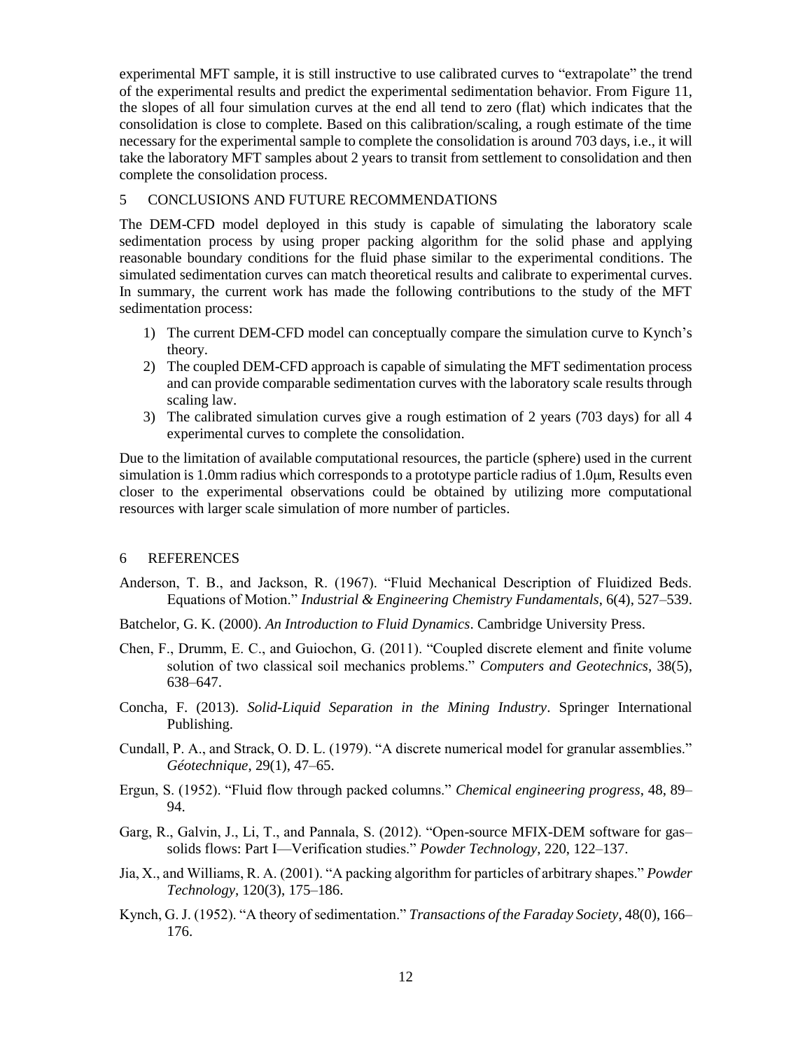experimental MFT sample, it is still instructive to use calibrated curves to "extrapolate" the trend of the experimental results and predict the experimental sedimentation behavior. From Figure 11, the slopes of all four simulation curves at the end all tend to zero (flat) which indicates that the consolidation is close to complete. Based on this calibration/scaling, a rough estimate of the time necessary for the experimental sample to complete the consolidation is around 703 days, i.e., it will take the laboratory MFT samples about 2 years to transit from settlement to consolidation and then complete the consolidation process.

## 5 CONCLUSIONS AND FUTURE RECOMMENDATIONS

The DEM-CFD model deployed in this study is capable of simulating the laboratory scale sedimentation process by using proper packing algorithm for the solid phase and applying reasonable boundary conditions for the fluid phase similar to the experimental conditions. The simulated sedimentation curves can match theoretical results and calibrate to experimental curves. In summary, the current work has made the following contributions to the study of the MFT sedimentation process:

1) The current DEM-CFD model can conceptually compare the simulation curve to Kynch's theory.
2) The coupled DEM-CFD approach is capable of simulating the MFT sedimentation process and can provide comparable sedimentation curves with the laboratory scale results through scaling law.
3) The calibrated simulation curves give a rough estimation of 2 years (703 days) for all 4 experimental curves to complete the consolidation.

Due to the limitation of available computational resources, the particle (sphere) used in the current simulation is 1.0mm radius which corresponds to a prototype particle radius of 1.0μm, Results even closer to the experimental observations could be obtained by utilizing more computational resources with larger scale simulation of more number of particles.

## 6 REFERENCES

Anderson, T. B., and Jackson, R. (1967). "Fluid Mechanical Description of Fluidized Beds. Equations of Motion." *Industrial & Engineering Chemistry Fundamentals*, 6(4), 527–539.

Batchelor, G. K. (2000). *An Introduction to Fluid Dynamics*. Cambridge University Press.

Chen, F., Drumm, E. C., and Guiochon, G. (2011). "Coupled discrete element and finite volume solution of two classical soil mechanics problems." *Computers and Geotechnics*, 38(5), 638–647.

Concha, F. (2013). *Solid-Liquid Separation in the Mining Industry*. Springer International Publishing.

Cundall, P. A., and Strack, O. D. L. (1979). "A discrete numerical model for granular assemblies." *Géotechnique*, 29(1), 47–65.

Ergun, S. (1952). "Fluid flow through packed columns." *Chemical engineering progress*, 48, 89–94.

Garg, R., Galvin, J., Li, T., and Pannala, S. (2012). "Open-source MFIX-DEM software for gas–solids flows: Part I—Verification studies." *Powder Technology*, 220, 122–137.

Jia, X., and Williams, R. A. (2001). "A packing algorithm for particles of arbitrary shapes." *Powder Technology*, 120(3), 175–186.

Kynch, G. J. (1952). "A theory of sedimentation." *Transactions of the Faraday Society*, 48(0), 166–176.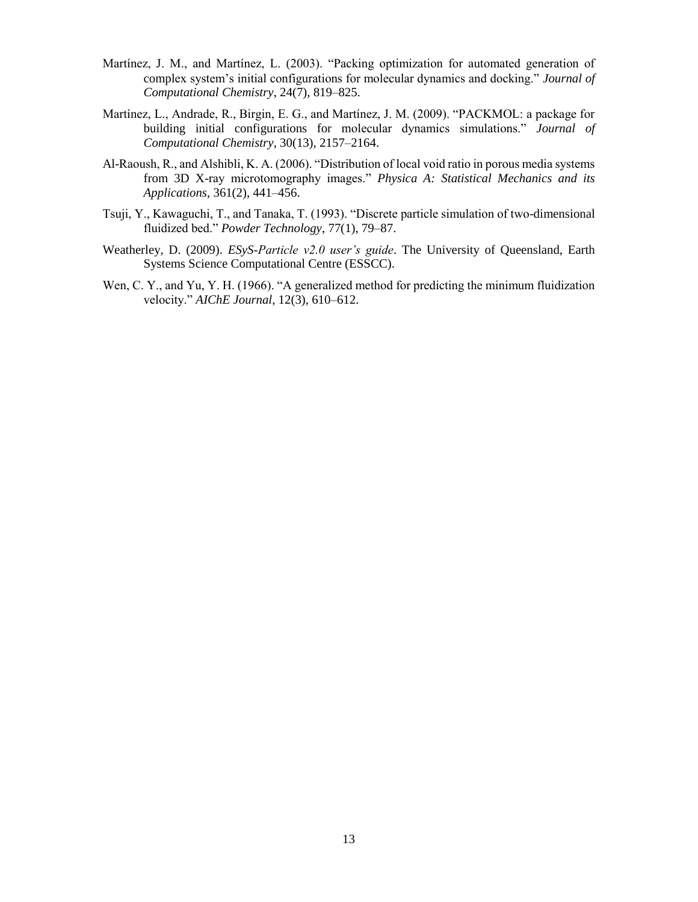Martínez, J. M., and Martínez, L. (2003). "Packing optimization for automated generation of complex system's initial configurations for molecular dynamics and docking." *Journal of Computational Chemistry*, 24(7), 819–825.

Martínez, L., Andrade, R., Birgin, E. G., and Martínez, J. M. (2009). "PACKMOL: a package for building initial configurations for molecular dynamics simulations." *Journal of Computational Chemistry*, 30(13), 2157–2164.

Al-Raoush, R., and Alshibli, K. A. (2006). "Distribution of local void ratio in porous media systems from 3D X-ray microtomography images." *Physica A: Statistical Mechanics and its Applications*, 361(2), 441–456.

Tsuji, Y., Kawaguchi, T., and Tanaka, T. (1993). "Discrete particle simulation of two-dimensional fluidized bed." *Powder Technology*, 77(1), 79–87.

Weatherley, D. (2009). *ESyS-Particle v2.0 user's guide*. The University of Queensland, Earth Systems Science Computational Centre (ESSCC).

Wen, C. Y., and Yu, Y. H. (1966). "A generalized method for predicting the minimum fluidization velocity." *AIChE Journal*, 12(3), 610–612.